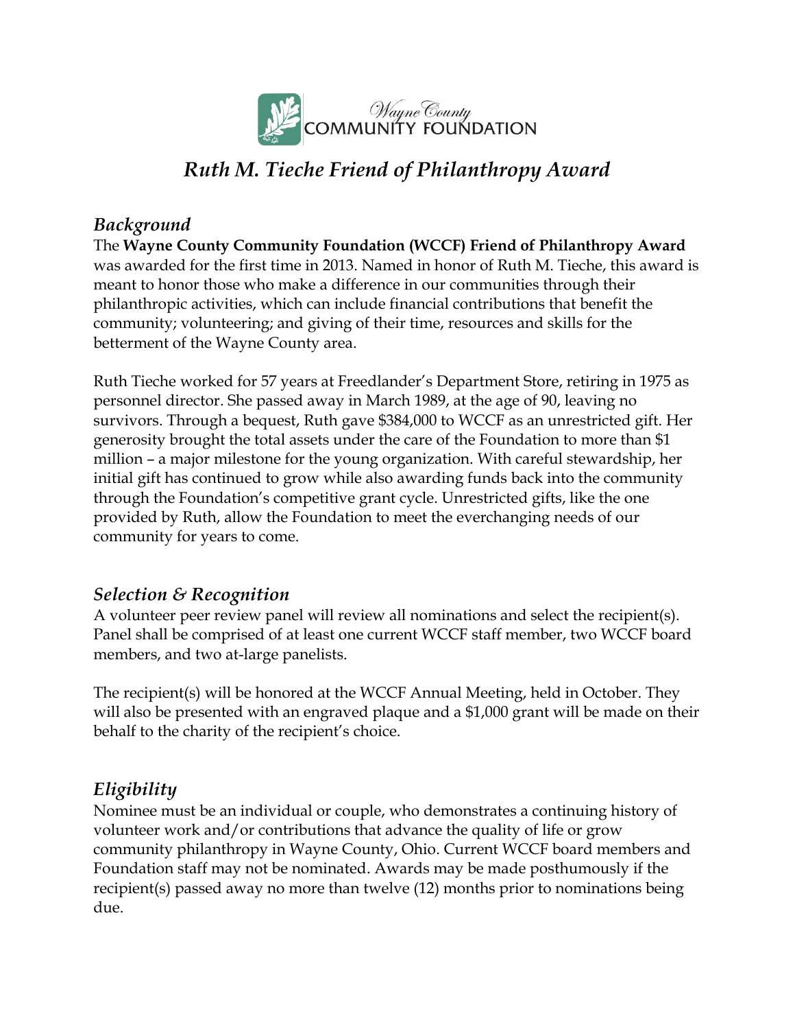# *Ruth M. Tieche Friend of Philanthropy Award*

## *Background*

The **Wayne County Community Foundation (WCCF) Friend of Philanthropy Award** was awarded for the first time in 2013. Named in honor of Ruth M. Tieche, this award is meant to honor those who make a difference in our communities through their philanthropic activities, which can include financial contributions that benefit the community; volunteering; and giving of their time, resources and skills for the betterment of the Wayne County area.

Ruth Tieche worked for 57 years at Freedlander's Department Store, retiring in 1975 as personnel director. She passed away in March 1989, at the age of 90, leaving no survivors. Through a bequest, Ruth gave $384,000 to WCCF as an unrestricted gift. Her generosity brought the total assets under the care of the Foundation to more than $1 million – a major milestone for the young organization. With careful stewardship, her initial gift has continued to grow while also awarding funds back into the community through the Foundation's competitive grant cycle. Unrestricted gifts, like the one provided by Ruth, allow the Foundation to meet the everchanging needs of our community for years to come.

## *Selection & Recognition*

A volunteer peer review panel will review all nominations and select the recipient(s). Panel shall be comprised of at least one current WCCF staff member, two WCCF board members, and two at-large panelists.

The recipient(s) will be honored at the WCCF Annual Meeting, held in October. They will also be presented with an engraved plaque and a $1,000 grant will be made on their behalf to the charity of the recipient's choice.

## *Eligibility*

Nominee must be an individual or couple, who demonstrates a continuing history of volunteer work and/or contributions that advance the quality of life or grow community philanthropy in Wayne County, Ohio. Current WCCF board members and Foundation staff may not be nominated. Awards may be made posthumously if the recipient(s) passed away no more than twelve (12) months prior to nominations being due.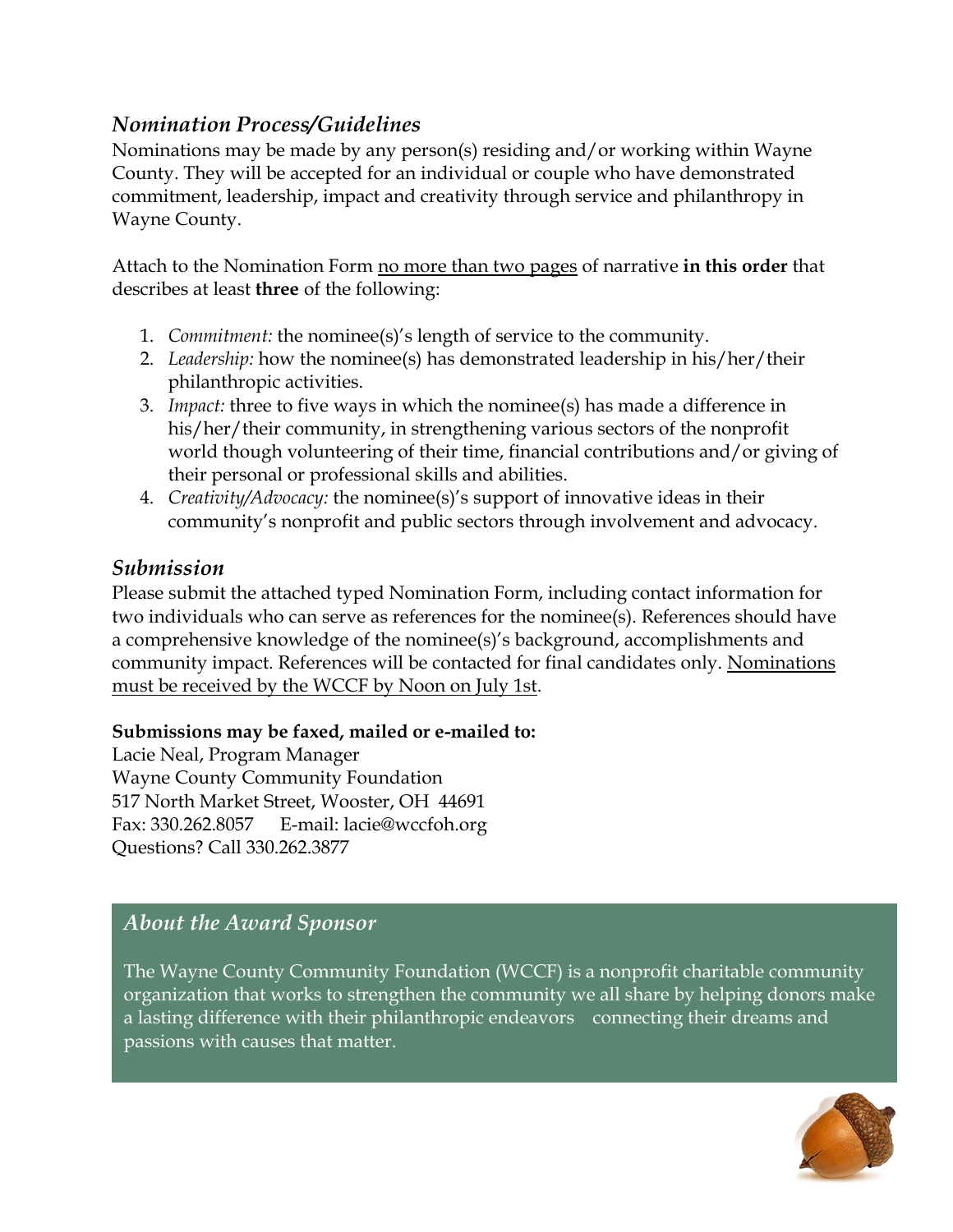## *Nomination Process/Guidelines*

Nominations may be made by any person(s) residing and/or working within Wayne County. They will be accepted for an individual or couple who have demonstrated commitment, leadership, impact and creativity through service and philanthropy in Wayne County.

Attach to the Nomination Form no more than two pages of narrative **in this order** that describes at least **three** of the following:

1. *Commitment:* the nominee(s)'s length of service to the community.
2. *Leadership:* how the nominee(s) has demonstrated leadership in his/her/their philanthropic activities.
3. *Impact:* three to five ways in which the nominee(s) has made a difference in his/her/their community, in strengthening various sectors of the nonprofit world though volunteering of their time, financial contributions and/or giving of their personal or professional skills and abilities.
4. *Creativity/Advocacy:* the nominee(s)'s support of innovative ideas in their community's nonprofit and public sectors through involvement and advocacy.

## *Submission*

Please submit the attached typed Nomination Form, including contact information for two individuals who can serve as references for the nominee(s). References should have a comprehensive knowledge of the nominee(s)'s background, accomplishments and community impact. References will be contacted for final candidates only. Nominations must be received by the WCCF by Noon on July 1st.

**Submissions may be faxed, mailed or e-mailed to:**
Lacie Neal, Program Manager
Wayne County Community Foundation
517 North Market Street, Wooster, OH 44691
Fax: 330.262.8057 E-mail: lacie@wccfoh.org
Questions? Call 330.262.3877

## *About the Award Sponsor*

The Wayne County Community Foundation (WCCF) is a nonprofit charitable community organization that works to strengthen the community we all share by helping donors make a lasting difference with their philanthropic endeavors connecting their dreams and passions with causes that matter.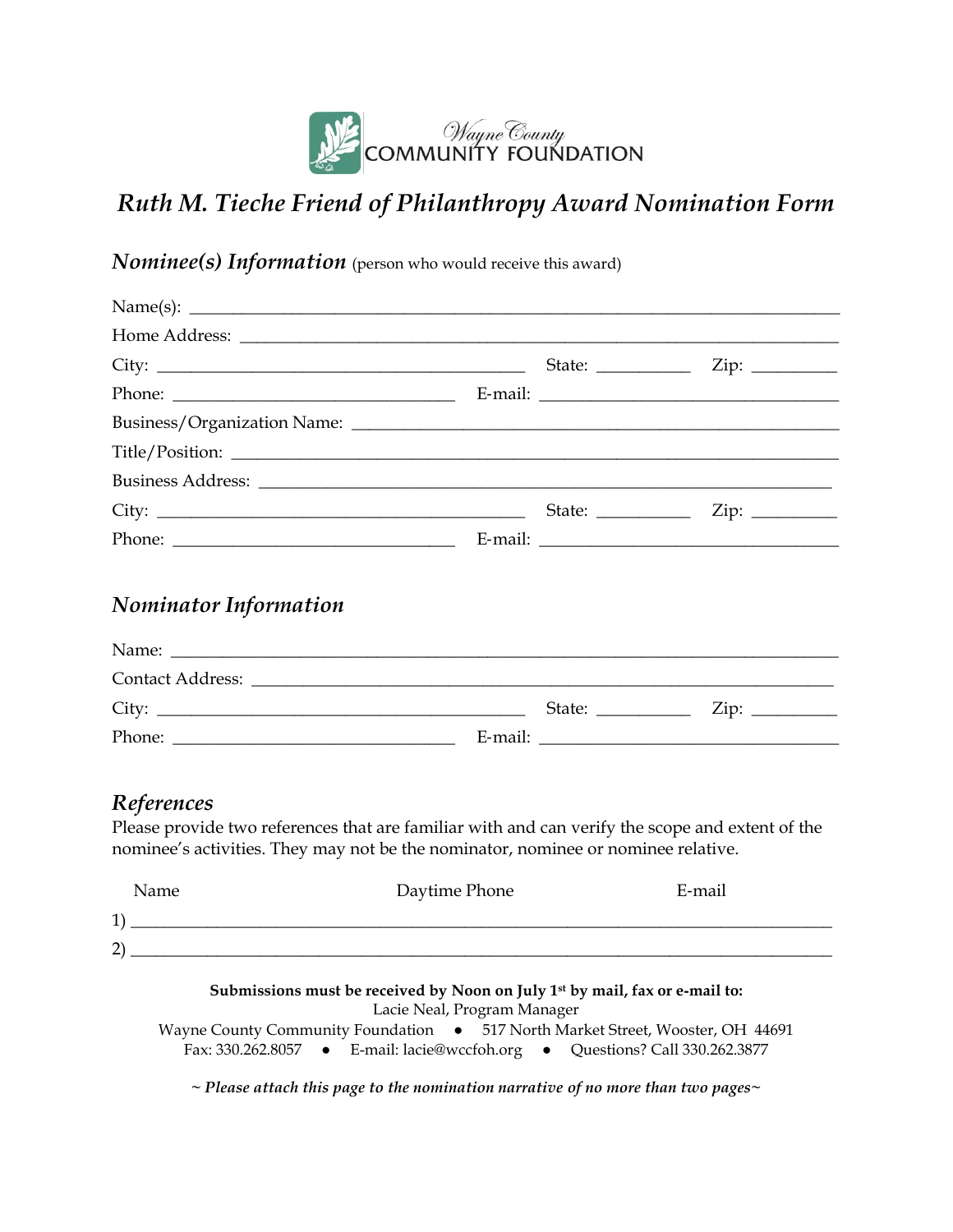Wayne County COMMUNITY FOUNDATION

# *Ruth M. Tieche Friend of Philanthropy Award Nomination Form*

## *Nominee(s) Information* (person who would receive this award)

Name(s): ______________________________________________________________________

Home Address: __________________________________________________________________

City: ________________________________________ State: __________ Zip: _________

Phone: ______________________________ E-mail: ________________________________

Business/Organization Name: _____________________________________________________

Title/Position: ___________________________________________________________________

Business Address: _______________________________________________________________

City: ________________________________________ State: __________ Zip: _________

Phone: ______________________________ E-mail: ________________________________

## *Nominator Information*

Name: _________________________________________________________________________

Contact Address: ________________________________________________________________

City: ________________________________________ State: __________ Zip: _________

Phone: ______________________________ E-mail: ________________________________

## *References*

Please provide two references that are familiar with and can verify the scope and extent of the nominee's activities. They may not be the nominator, nominee or nominee relative.

Name Daytime Phone E-mail

1) _____________________________________________________________________________

2) _____________________________________________________________________________

**Submissions must be received by Noon on July 1st by mail, fax or e-mail to:**
Lacie Neal, Program Manager
Wayne County Community Foundation ● 517 North Market Street, Wooster, OH 44691
Fax: 330.262.8057 ● E-mail: lacie@wccfoh.org ● Questions? Call 330.262.3877

*~ Please attach this page to the nomination narrative of no more than two pages~*